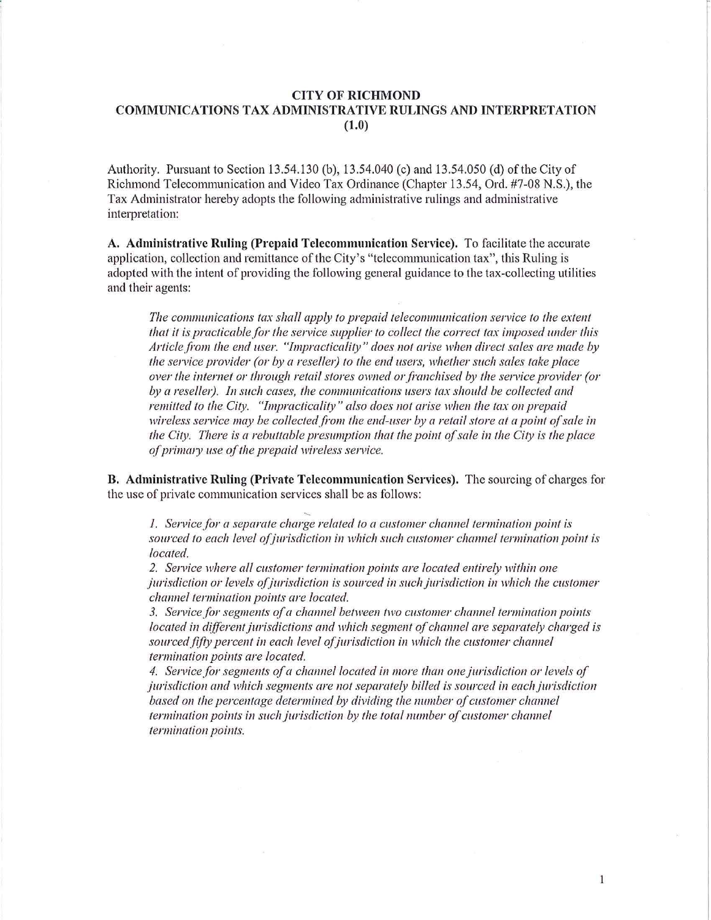# CITY OF RICHMOND
## COMMUNICATIONS TAX ADMINISTRATIVE RULINGS AND INTERPRETATION (1.0)

Authority. Pursuant to Section 13.54.130 (b), 13.54.040 (c) and 13.54.050 (d) of the City of Richmond Telecommunication and Video Tax Ordinance (Chapter 13.54, Ord. #7-08 N.S.), the Tax Administrator hereby adopts the following administrative rulings and administrative interpretation:

**A. Administrative Ruling (Prepaid Telecommunication Service).** To facilitate the accurate application, collection and remittance of the City's "telecommunication tax", this Ruling is adopted with the intent of providing the following general guidance to the tax-collecting utilities and their agents:

> *The communications tax shall apply to prepaid telecommunication service to the extent that it is practicable for the service supplier to collect the correct tax imposed under this Article from the end user. "Impracticality" does not arise when direct sales are made by the service provider (or by a reseller) to the end users, whether such sales take place over the internet or through retail stores owned or franchised by the service provider (or by a reseller). In such cases, the communications users tax should be collected and remitted to the City. "Impracticality" also does not arise when the tax on prepaid wireless service may be collected from the end-user by a retail store at a point of sale in the City. There is a rebuttable presumption that the point of sale in the City is the place of primary use of the prepaid wireless service.*

**B. Administrative Ruling (Private Telecommunication Services).** The sourcing of charges for the use of private communication services shall be as follows:

> *1. Service for a separate charge related to a customer channel termination point is sourced to each level of jurisdiction in which such customer channel termination point is located.*
>
> *2. Service where all customer termination points are located entirely within one jurisdiction or levels of jurisdiction is sourced in such jurisdiction in which the customer channel termination points are located.*
>
> *3. Service for segments of a channel between two customer channel termination points located in different jurisdictions and which segment of channel are separately charged is sourced fifty percent in each level of jurisdiction in which the customer channel termination points are located.*
>
> *4. Service for segments of a channel located in more than one jurisdiction or levels of jurisdiction and which segments are not separately billed is sourced in each jurisdiction based on the percentage determined by dividing the number of customer channel termination points in such jurisdiction by the total number of customer channel termination points.*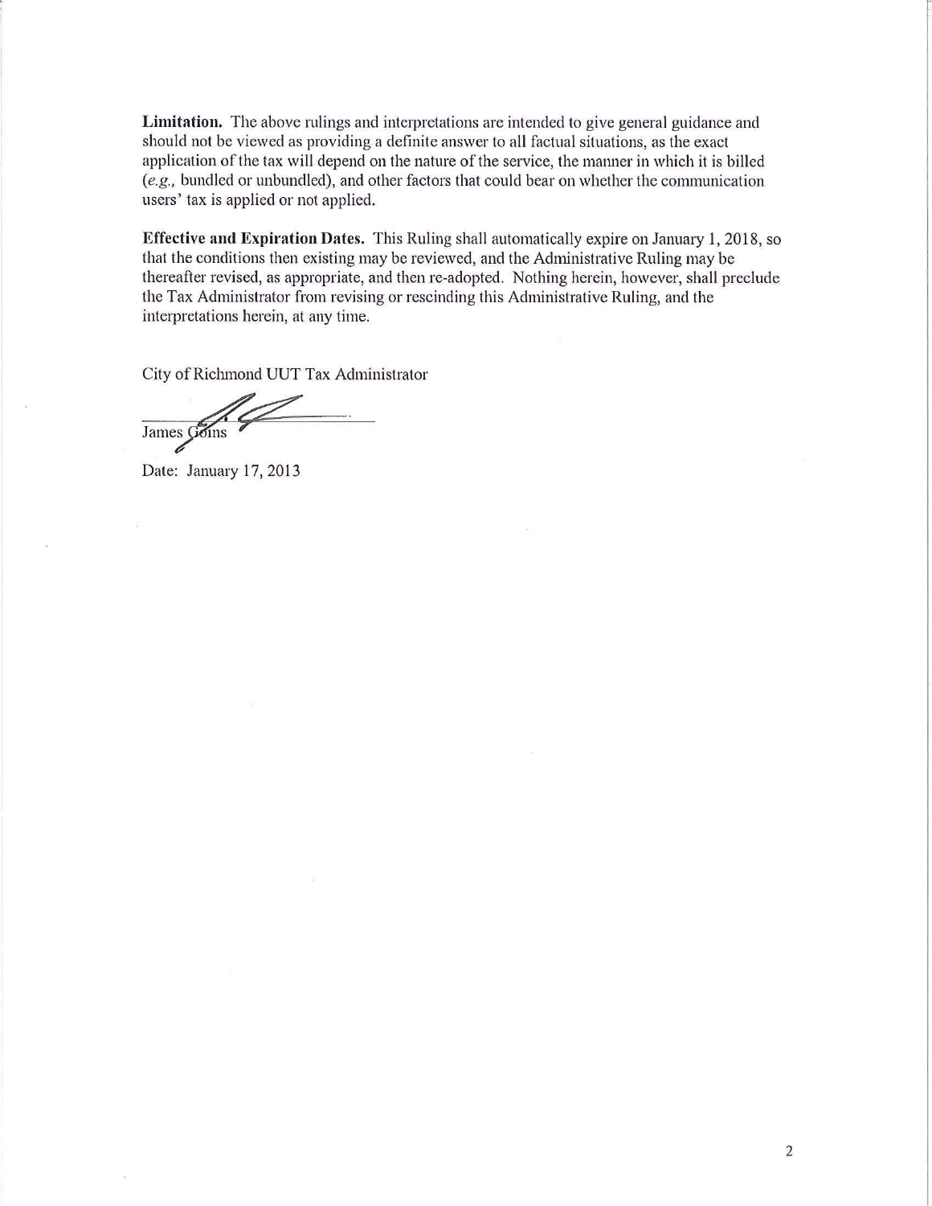**Limitation.** The above rulings and interpretations are intended to give general guidance and should not be viewed as providing a definite answer to all factual situations, as the exact application of the tax will depend on the nature of the service, the manner in which it is billed (*e.g.,* bundled or unbundled), and other factors that could bear on whether the communication users' tax is applied or not applied.

**Effective and Expiration Dates.** This Ruling shall automatically expire on January 1, 2018, so that the conditions then existing may be reviewed, and the Administrative Ruling may be thereafter revised, as appropriate, and then re-adopted. Nothing herein, however, shall preclude the Tax Administrator from revising or rescinding this Administrative Ruling, and the interpretations herein, at any time.

City of Richmond UUT Tax Administrator

James Goins

Date: January 17, 2013